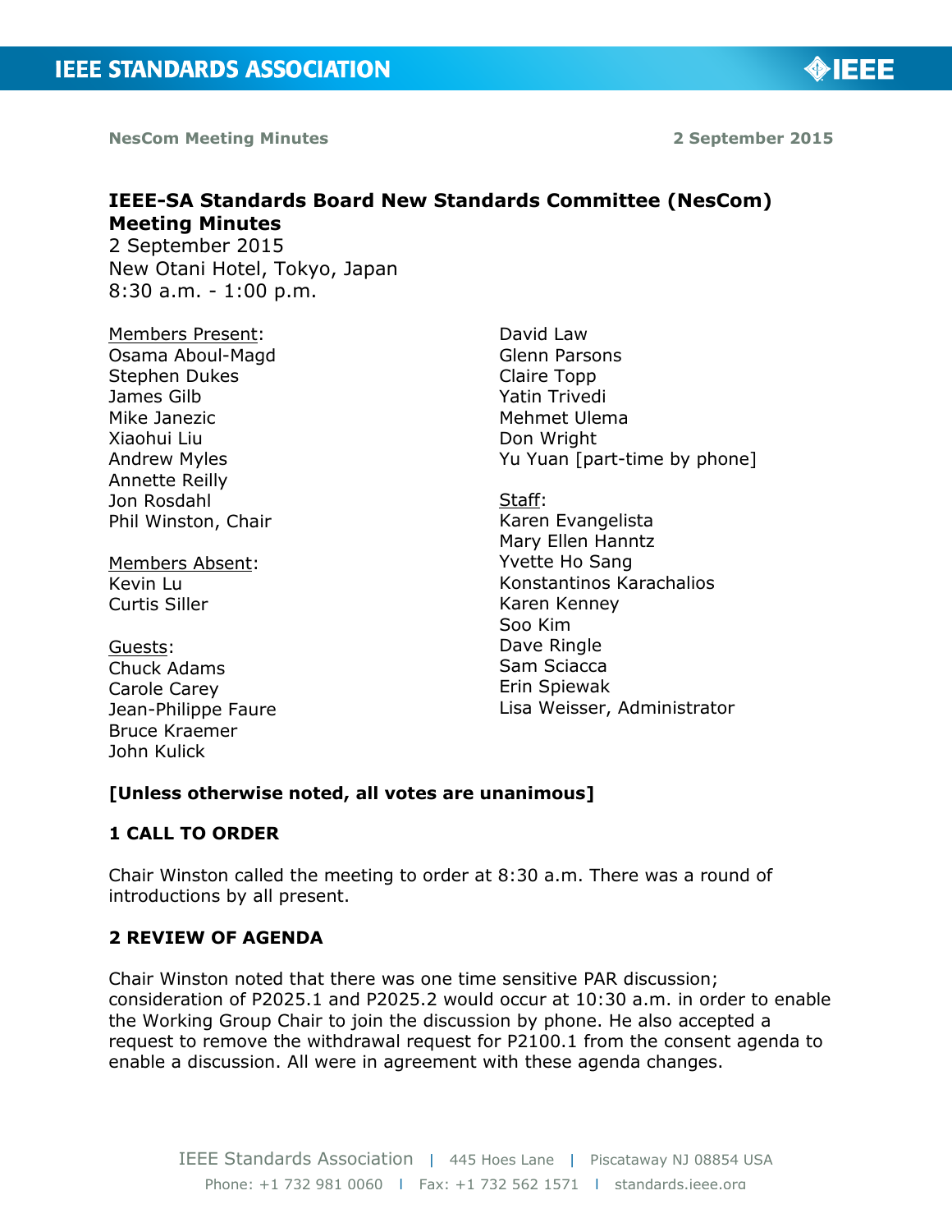# IEEE-SA Standards Board New Standards Committee (NesCom) Meeting Minutes

2 September 2015
New Otani Hotel, Tokyo, Japan
8:30 a.m. - 1:00 p.m.

Members Present:
Osama Aboul-Magd
Stephen Dukes
James Gilb
Mike Janezic
Xiaohui Liu
Andrew Myles
Annette Reilly
Jon Rosdahl
Phil Winston, Chair
David Law
Glenn Parsons
Claire Topp
Yatin Trivedi
Mehmet Ulema
Don Wright
Yu Yuan [part-time by phone]

Members Absent:
Kevin Lu
Curtis Siller

Guests:
Chuck Adams
Carole Carey
Jean-Philippe Faure
Bruce Kraemer
John Kulick

Staff:
Karen Evangelista
Mary Ellen Hanntz
Yvette Ho Sang
Konstantinos Karachalios
Karen Kenney
Soo Kim
Dave Ringle
Sam Sciacca
Erin Spiewak
Lisa Weisser, Administrator

**[Unless otherwise noted, all votes are unanimous]**

## 1 CALL TO ORDER

Chair Winston called the meeting to order at 8:30 a.m. There was a round of introductions by all present.

## 2 REVIEW OF AGENDA

Chair Winston noted that there was one time sensitive PAR discussion; consideration of P2025.1 and P2025.2 would occur at 10:30 a.m. in order to enable the Working Group Chair to join the discussion by phone. He also accepted a request to remove the withdrawal request for P2100.1 from the consent agenda to enable a discussion. All were in agreement with these agenda changes.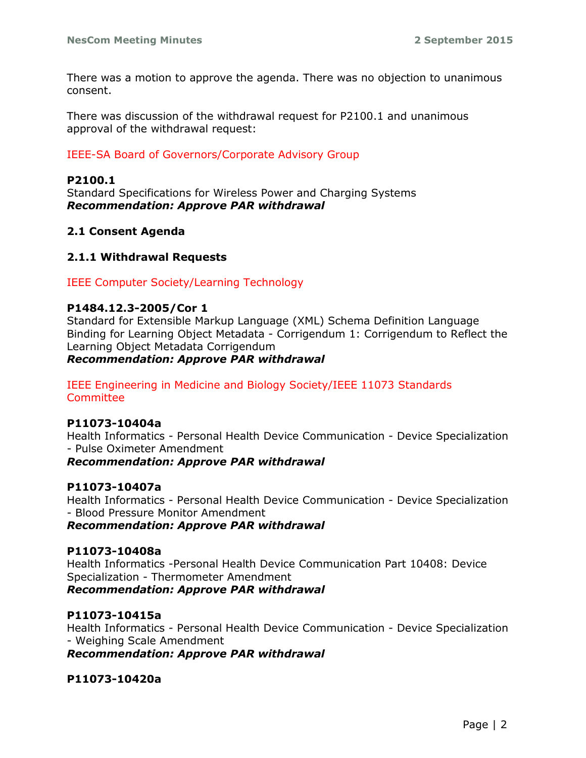There was a motion to approve the agenda. There was no objection to unanimous consent.

There was discussion of the withdrawal request for P2100.1 and unanimous approval of the withdrawal request:

IEEE-SA Board of Governors/Corporate Advisory Group

**P2100.1**
Standard Specifications for Wireless Power and Charging Systems
***Recommendation: Approve PAR withdrawal***

### 2.1 Consent Agenda

#### 2.1.1 Withdrawal Requests

IEEE Computer Society/Learning Technology

**P1484.12.3-2005/Cor 1**
Standard for Extensible Markup Language (XML) Schema Definition Language Binding for Learning Object Metadata - Corrigendum 1: Corrigendum to Reflect the Learning Object Metadata Corrigendum
***Recommendation: Approve PAR withdrawal***

IEEE Engineering in Medicine and Biology Society/IEEE 11073 Standards Committee

**P11073-10404a**
Health Informatics - Personal Health Device Communication - Device Specialization - Pulse Oximeter Amendment
***Recommendation: Approve PAR withdrawal***

**P11073-10407a**
Health Informatics - Personal Health Device Communication - Device Specialization - Blood Pressure Monitor Amendment
***Recommendation: Approve PAR withdrawal***

**P11073-10408a**
Health Informatics -Personal Health Device Communication Part 10408: Device Specialization - Thermometer Amendment
***Recommendation: Approve PAR withdrawal***

**P11073-10415a**
Health Informatics - Personal Health Device Communication - Device Specialization - Weighing Scale Amendment
***Recommendation: Approve PAR withdrawal***

**P11073-10420a**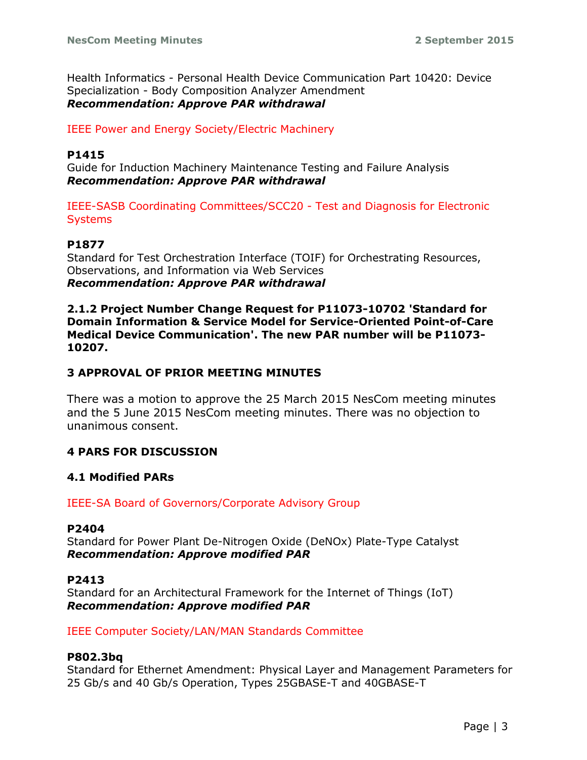Health Informatics - Personal Health Device Communication Part 10420: Device Specialization - Body Composition Analyzer Amendment
***Recommendation: Approve PAR withdrawal***

IEEE Power and Energy Society/Electric Machinery

**P1415**
Guide for Induction Machinery Maintenance Testing and Failure Analysis
***Recommendation: Approve PAR withdrawal***

IEEE-SASB Coordinating Committees/SCC20 - Test and Diagnosis for Electronic Systems

**P1877**
Standard for Test Orchestration Interface (TOIF) for Orchestrating Resources, Observations, and Information via Web Services
***Recommendation: Approve PAR withdrawal***

**2.1.2 Project Number Change Request for P11073-10702 'Standard for Domain Information & Service Model for Service-Oriented Point-of-Care Medical Device Communication'. The new PAR number will be P11073-10207.**

## 3 APPROVAL OF PRIOR MEETING MINUTES

There was a motion to approve the 25 March 2015 NesCom meeting minutes and the 5 June 2015 NesCom meeting minutes. There was no objection to unanimous consent.

## 4 PARS FOR DISCUSSION

### 4.1 Modified PARs

IEEE-SA Board of Governors/Corporate Advisory Group

**P2404**
Standard for Power Plant De-Nitrogen Oxide (DeNOx) Plate-Type Catalyst
***Recommendation: Approve modified PAR***

**P2413**
Standard for an Architectural Framework for the Internet of Things (IoT)
***Recommendation: Approve modified PAR***

IEEE Computer Society/LAN/MAN Standards Committee

**P802.3bq**
Standard for Ethernet Amendment: Physical Layer and Management Parameters for 25 Gb/s and 40 Gb/s Operation, Types 25GBASE-T and 40GBASE-T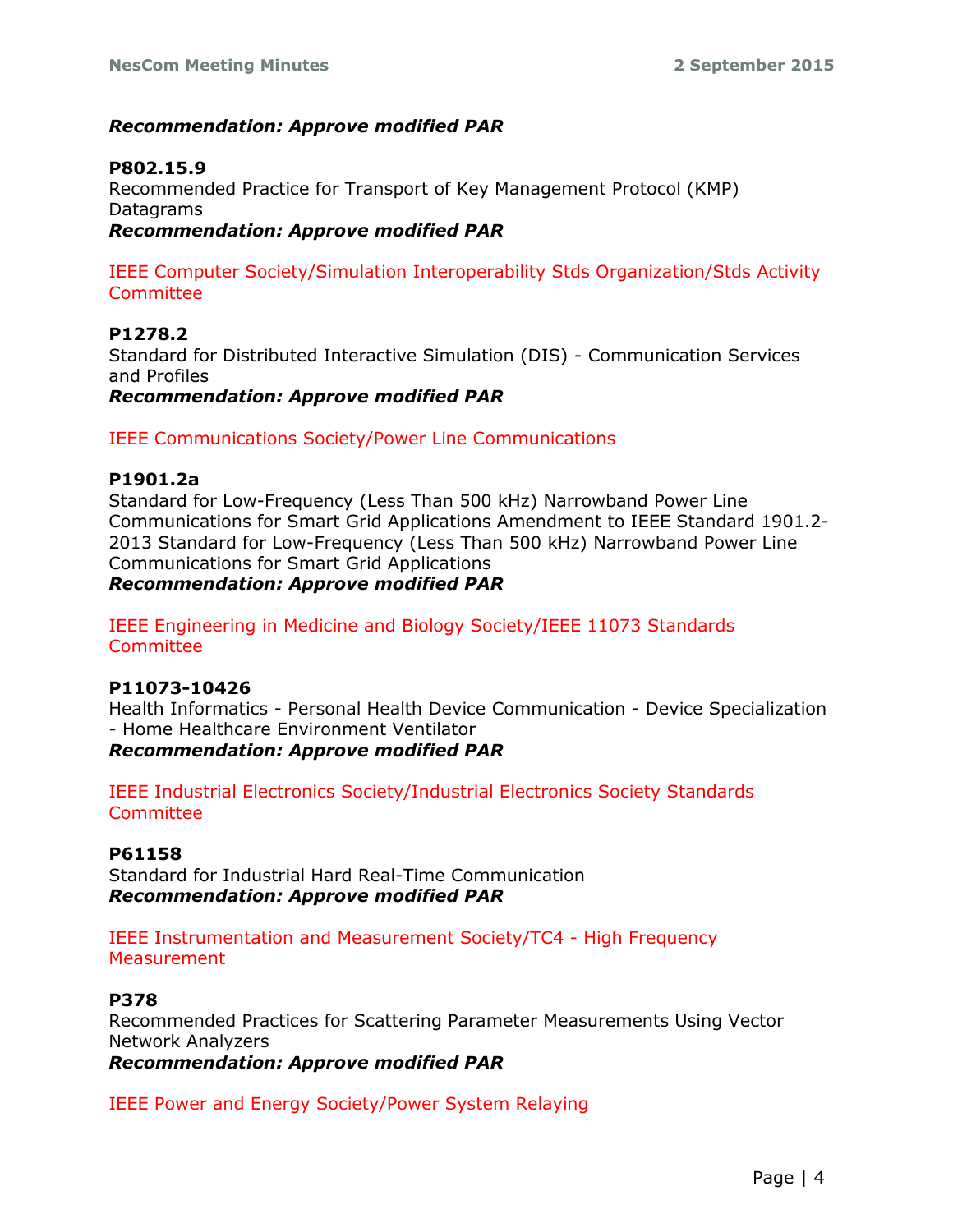***Recommendation: Approve modified PAR***

**P802.15.9**
Recommended Practice for Transport of Key Management Protocol (KMP) Datagrams
***Recommendation: Approve modified PAR***

IEEE Computer Society/Simulation Interoperability Stds Organization/Stds Activity Committee

**P1278.2**
Standard for Distributed Interactive Simulation (DIS) - Communication Services and Profiles
***Recommendation: Approve modified PAR***

IEEE Communications Society/Power Line Communications

**P1901.2a**
Standard for Low-Frequency (Less Than 500 kHz) Narrowband Power Line Communications for Smart Grid Applications Amendment to IEEE Standard 1901.2-2013 Standard for Low-Frequency (Less Than 500 kHz) Narrowband Power Line Communications for Smart Grid Applications
***Recommendation: Approve modified PAR***

IEEE Engineering in Medicine and Biology Society/IEEE 11073 Standards Committee

**P11073-10426**
Health Informatics - Personal Health Device Communication - Device Specialization - Home Healthcare Environment Ventilator
***Recommendation: Approve modified PAR***

IEEE Industrial Electronics Society/Industrial Electronics Society Standards Committee

**P61158**
Standard for Industrial Hard Real-Time Communication
***Recommendation: Approve modified PAR***

IEEE Instrumentation and Measurement Society/TC4 - High Frequency Measurement

**P378**
Recommended Practices for Scattering Parameter Measurements Using Vector Network Analyzers
***Recommendation: Approve modified PAR***

IEEE Power and Energy Society/Power System Relaying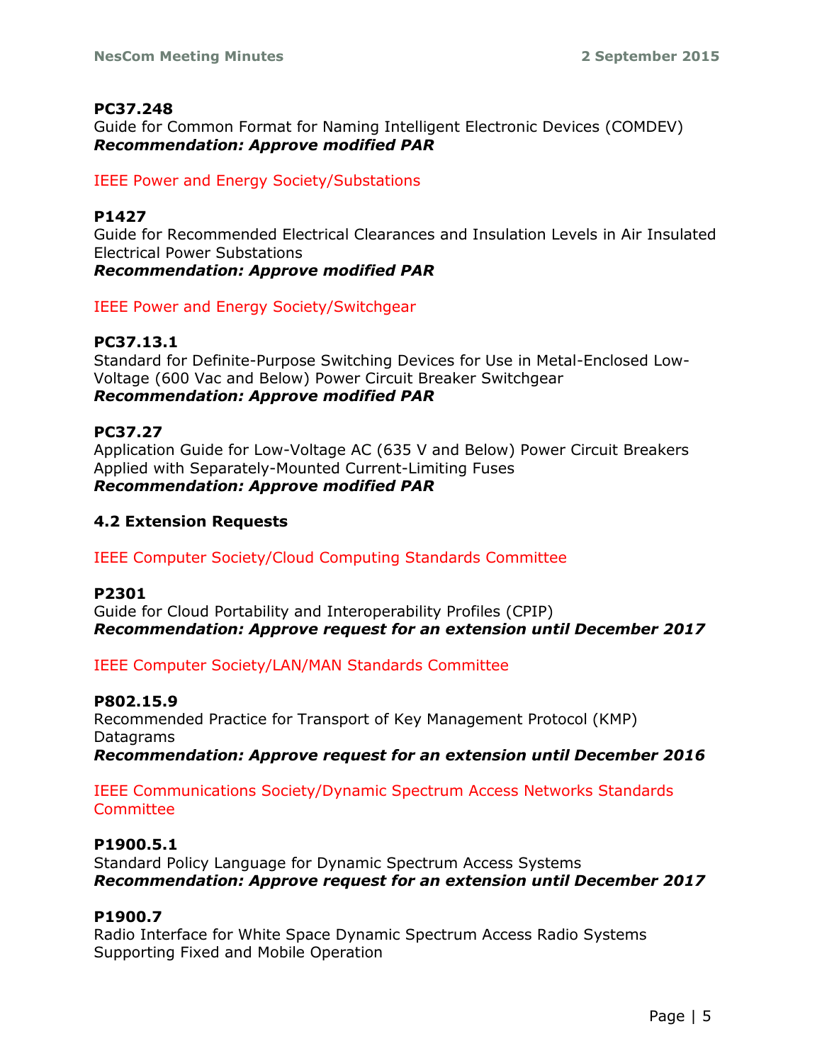**PC37.248**
Guide for Common Format for Naming Intelligent Electronic Devices (COMDEV)
***Recommendation: Approve modified PAR***

IEEE Power and Energy Society/Substations

**P1427**
Guide for Recommended Electrical Clearances and Insulation Levels in Air Insulated Electrical Power Substations
***Recommendation: Approve modified PAR***

IEEE Power and Energy Society/Switchgear

**PC37.13.1**
Standard for Definite-Purpose Switching Devices for Use in Metal-Enclosed Low-Voltage (600 Vac and Below) Power Circuit Breaker Switchgear
***Recommendation: Approve modified PAR***

**PC37.27**
Application Guide for Low-Voltage AC (635 V and Below) Power Circuit Breakers Applied with Separately-Mounted Current-Limiting Fuses
***Recommendation: Approve modified PAR***

### 4.2 Extension Requests

IEEE Computer Society/Cloud Computing Standards Committee

**P2301**
Guide for Cloud Portability and Interoperability Profiles (CPIP)
***Recommendation: Approve request for an extension until December 2017***

IEEE Computer Society/LAN/MAN Standards Committee

**P802.15.9**
Recommended Practice for Transport of Key Management Protocol (KMP) Datagrams
***Recommendation: Approve request for an extension until December 2016***

IEEE Communications Society/Dynamic Spectrum Access Networks Standards Committee

**P1900.5.1**
Standard Policy Language for Dynamic Spectrum Access Systems
***Recommendation: Approve request for an extension until December 2017***

**P1900.7**
Radio Interface for White Space Dynamic Spectrum Access Radio Systems Supporting Fixed and Mobile Operation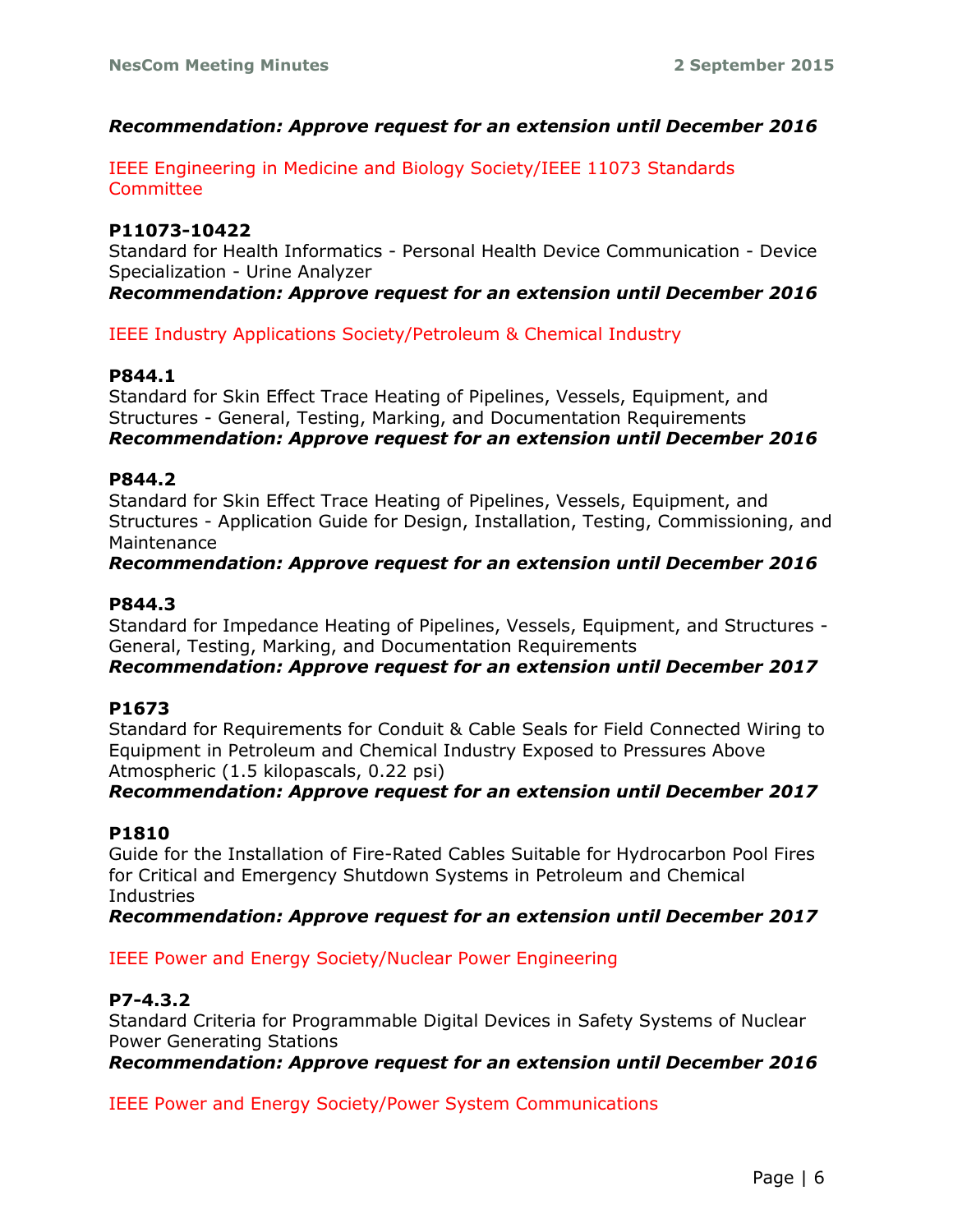***Recommendation: Approve request for an extension until December 2016***

IEEE Engineering in Medicine and Biology Society/IEEE 11073 Standards Committee

**P11073-10422**
Standard for Health Informatics - Personal Health Device Communication - Device Specialization - Urine Analyzer
***Recommendation: Approve request for an extension until December 2016***

IEEE Industry Applications Society/Petroleum & Chemical Industry

**P844.1**
Standard for Skin Effect Trace Heating of Pipelines, Vessels, Equipment, and Structures - General, Testing, Marking, and Documentation Requirements
***Recommendation: Approve request for an extension until December 2016***

**P844.2**
Standard for Skin Effect Trace Heating of Pipelines, Vessels, Equipment, and Structures - Application Guide for Design, Installation, Testing, Commissioning, and Maintenance
***Recommendation: Approve request for an extension until December 2016***

**P844.3**
Standard for Impedance Heating of Pipelines, Vessels, Equipment, and Structures - General, Testing, Marking, and Documentation Requirements
***Recommendation: Approve request for an extension until December 2017***

**P1673**
Standard for Requirements for Conduit & Cable Seals for Field Connected Wiring to Equipment in Petroleum and Chemical Industry Exposed to Pressures Above Atmospheric (1.5 kilopascals, 0.22 psi)
***Recommendation: Approve request for an extension until December 2017***

**P1810**
Guide for the Installation of Fire-Rated Cables Suitable for Hydrocarbon Pool Fires for Critical and Emergency Shutdown Systems in Petroleum and Chemical Industries
***Recommendation: Approve request for an extension until December 2017***

IEEE Power and Energy Society/Nuclear Power Engineering

**P7-4.3.2**
Standard Criteria for Programmable Digital Devices in Safety Systems of Nuclear Power Generating Stations
***Recommendation: Approve request for an extension until December 2016***

IEEE Power and Energy Society/Power System Communications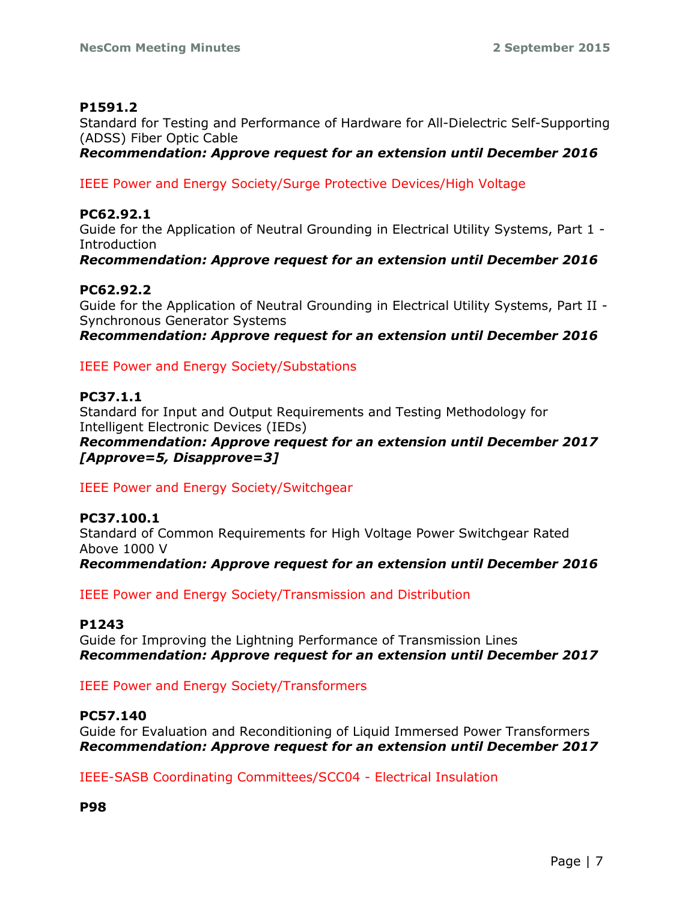**P1591.2**
Standard for Testing and Performance of Hardware for All-Dielectric Self-Supporting (ADSS) Fiber Optic Cable
***Recommendation: Approve request for an extension until December 2016***

IEEE Power and Energy Society/Surge Protective Devices/High Voltage

**PC62.92.1**
Guide for the Application of Neutral Grounding in Electrical Utility Systems, Part 1 - Introduction
***Recommendation: Approve request for an extension until December 2016***

**PC62.92.2**
Guide for the Application of Neutral Grounding in Electrical Utility Systems, Part II - Synchronous Generator Systems
***Recommendation: Approve request for an extension until December 2016***

IEEE Power and Energy Society/Substations

**PC37.1.1**
Standard for Input and Output Requirements and Testing Methodology for Intelligent Electronic Devices (IEDs)
***Recommendation: Approve request for an extension until December 2017 [Approve=5, Disapprove=3]***

IEEE Power and Energy Society/Switchgear

**PC37.100.1**
Standard of Common Requirements for High Voltage Power Switchgear Rated Above 1000 V
***Recommendation: Approve request for an extension until December 2016***

IEEE Power and Energy Society/Transmission and Distribution

**P1243**
Guide for Improving the Lightning Performance of Transmission Lines
***Recommendation: Approve request for an extension until December 2017***

IEEE Power and Energy Society/Transformers

**PC57.140**
Guide for Evaluation and Reconditioning of Liquid Immersed Power Transformers
***Recommendation: Approve request for an extension until December 2017***

IEEE-SASB Coordinating Committees/SCC04 - Electrical Insulation

**P98**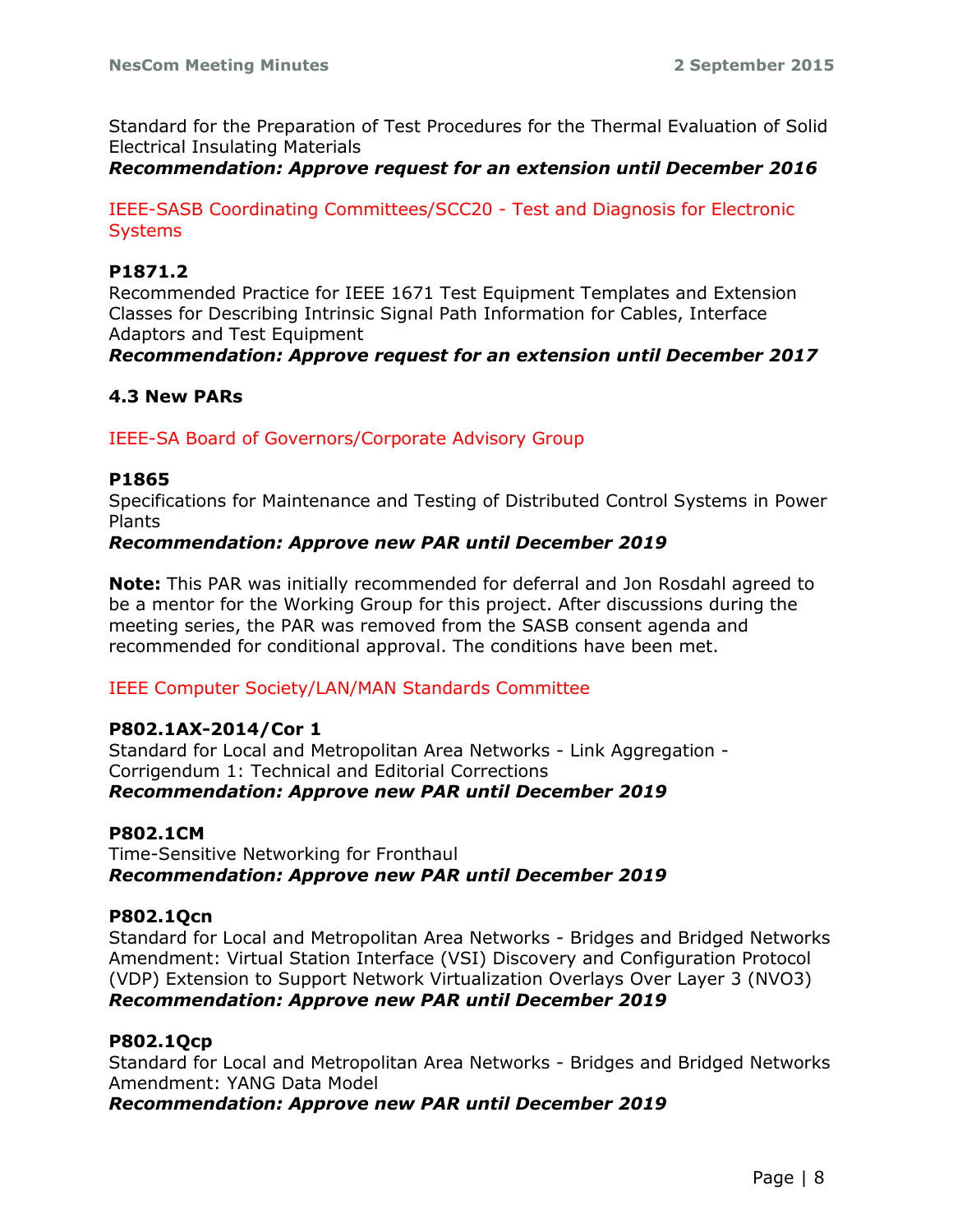Standard for the Preparation of Test Procedures for the Thermal Evaluation of Solid Electrical Insulating Materials
***Recommendation: Approve request for an extension until December 2016***

IEEE-SASB Coordinating Committees/SCC20 - Test and Diagnosis for Electronic Systems

**P1871.2**
Recommended Practice for IEEE 1671 Test Equipment Templates and Extension Classes for Describing Intrinsic Signal Path Information for Cables, Interface Adaptors and Test Equipment
***Recommendation: Approve request for an extension until December 2017***

### 4.3 New PARs

IEEE-SA Board of Governors/Corporate Advisory Group

**P1865**
Specifications for Maintenance and Testing of Distributed Control Systems in Power Plants
***Recommendation: Approve new PAR until December 2019***

**Note:** This PAR was initially recommended for deferral and Jon Rosdahl agreed to be a mentor for the Working Group for this project. After discussions during the meeting series, the PAR was removed from the SASB consent agenda and recommended for conditional approval. The conditions have been met.

IEEE Computer Society/LAN/MAN Standards Committee

**P802.1AX-2014/Cor 1**
Standard for Local and Metropolitan Area Networks - Link Aggregation - Corrigendum 1: Technical and Editorial Corrections
***Recommendation: Approve new PAR until December 2019***

**P802.1CM**
Time-Sensitive Networking for Fronthaul
***Recommendation: Approve new PAR until December 2019***

**P802.1Qcn**
Standard for Local and Metropolitan Area Networks - Bridges and Bridged Networks Amendment: Virtual Station Interface (VSI) Discovery and Configuration Protocol (VDP) Extension to Support Network Virtualization Overlays Over Layer 3 (NVO3)
***Recommendation: Approve new PAR until December 2019***

**P802.1Qcp**
Standard for Local and Metropolitan Area Networks - Bridges and Bridged Networks Amendment: YANG Data Model
***Recommendation: Approve new PAR until December 2019***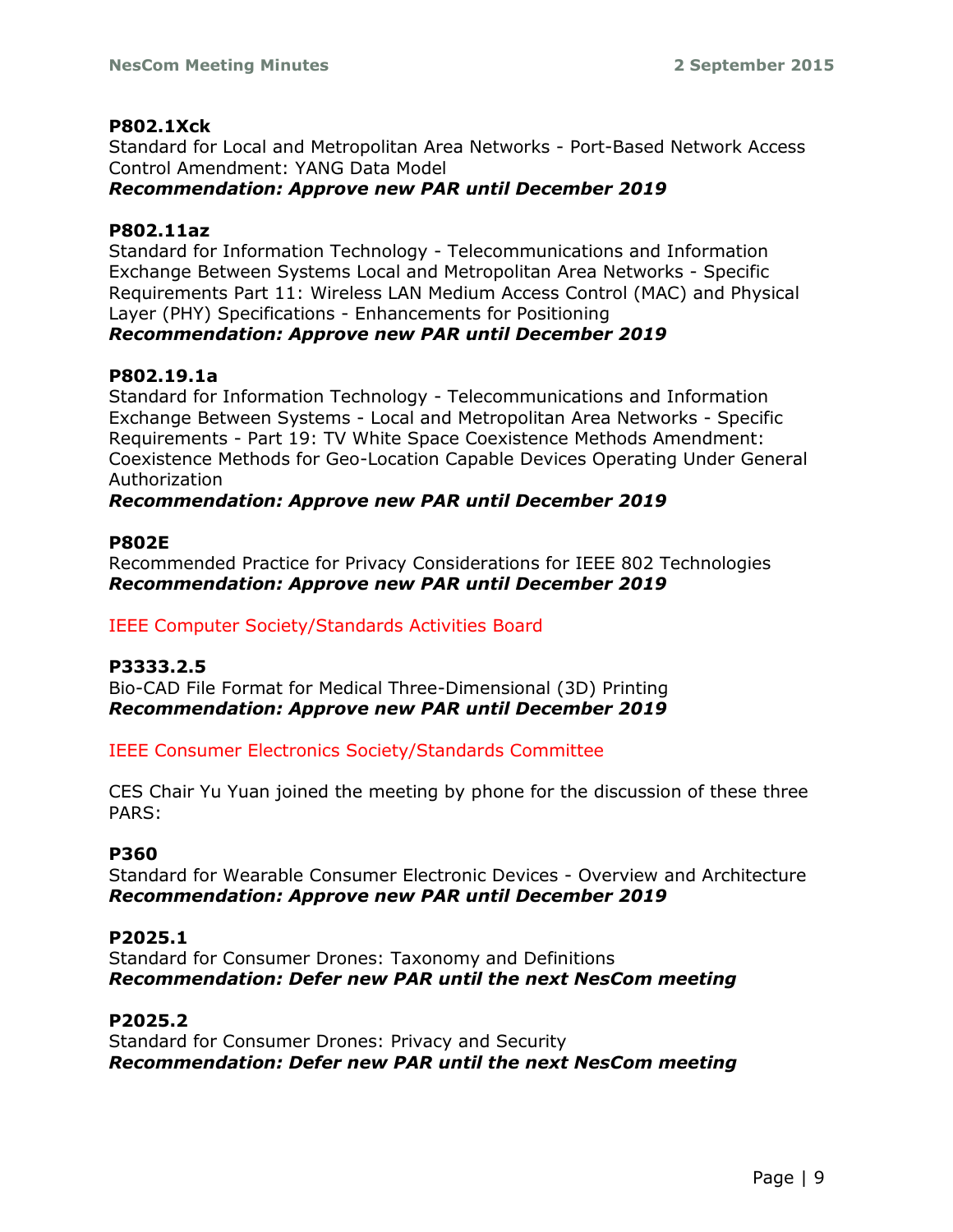**P802.1Xck**
Standard for Local and Metropolitan Area Networks - Port-Based Network Access Control Amendment: YANG Data Model
***Recommendation: Approve new PAR until December 2019***

**P802.11az**
Standard for Information Technology - Telecommunications and Information Exchange Between Systems Local and Metropolitan Area Networks - Specific Requirements Part 11: Wireless LAN Medium Access Control (MAC) and Physical Layer (PHY) Specifications - Enhancements for Positioning
***Recommendation: Approve new PAR until December 2019***

**P802.19.1a**
Standard for Information Technology - Telecommunications and Information Exchange Between Systems - Local and Metropolitan Area Networks - Specific Requirements - Part 19: TV White Space Coexistence Methods Amendment: Coexistence Methods for Geo-Location Capable Devices Operating Under General Authorization
***Recommendation: Approve new PAR until December 2019***

**P802E**
Recommended Practice for Privacy Considerations for IEEE 802 Technologies
***Recommendation: Approve new PAR until December 2019***

IEEE Computer Society/Standards Activities Board

**P3333.2.5**
Bio-CAD File Format for Medical Three-Dimensional (3D) Printing
***Recommendation: Approve new PAR until December 2019***

IEEE Consumer Electronics Society/Standards Committee

CES Chair Yu Yuan joined the meeting by phone for the discussion of these three PARS:

**P360**
Standard for Wearable Consumer Electronic Devices - Overview and Architecture
***Recommendation: Approve new PAR until December 2019***

**P2025.1**
Standard for Consumer Drones: Taxonomy and Definitions
***Recommendation: Defer new PAR until the next NesCom meeting***

**P2025.2**
Standard for Consumer Drones: Privacy and Security
***Recommendation: Defer new PAR until the next NesCom meeting***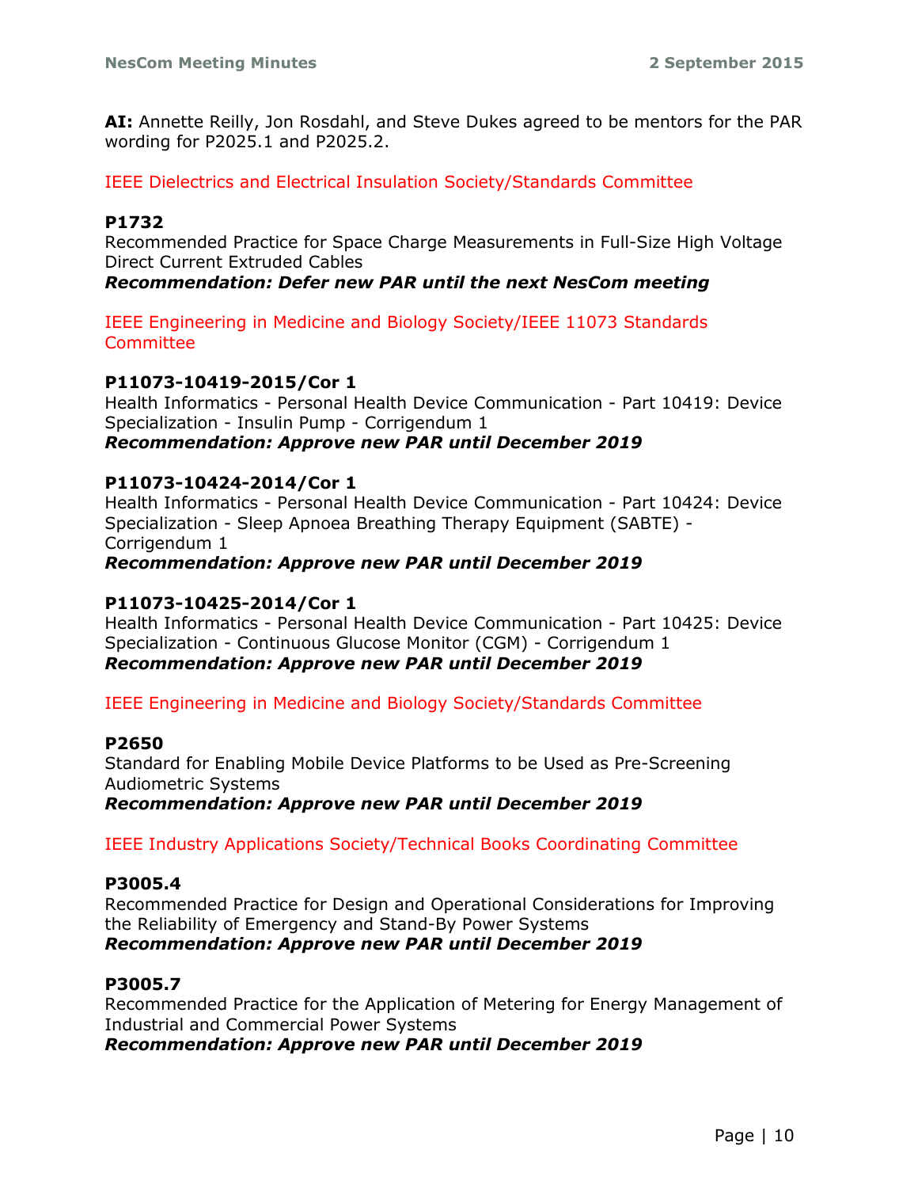**AI:** Annette Reilly, Jon Rosdahl, and Steve Dukes agreed to be mentors for the PAR wording for P2025.1 and P2025.2.

IEEE Dielectrics and Electrical Insulation Society/Standards Committee

**P1732**
Recommended Practice for Space Charge Measurements in Full-Size High Voltage Direct Current Extruded Cables
***Recommendation: Defer new PAR until the next NesCom meeting***

IEEE Engineering in Medicine and Biology Society/IEEE 11073 Standards Committee

**P11073-10419-2015/Cor 1**
Health Informatics - Personal Health Device Communication - Part 10419: Device Specialization - Insulin Pump - Corrigendum 1
***Recommendation: Approve new PAR until December 2019***

**P11073-10424-2014/Cor 1**
Health Informatics - Personal Health Device Communication - Part 10424: Device Specialization - Sleep Apnoea Breathing Therapy Equipment (SABTE) - Corrigendum 1
***Recommendation: Approve new PAR until December 2019***

**P11073-10425-2014/Cor 1**
Health Informatics - Personal Health Device Communication - Part 10425: Device Specialization - Continuous Glucose Monitor (CGM) - Corrigendum 1
***Recommendation: Approve new PAR until December 2019***

IEEE Engineering in Medicine and Biology Society/Standards Committee

**P2650**
Standard for Enabling Mobile Device Platforms to be Used as Pre-Screening Audiometric Systems
***Recommendation: Approve new PAR until December 2019***

IEEE Industry Applications Society/Technical Books Coordinating Committee

**P3005.4**
Recommended Practice for Design and Operational Considerations for Improving the Reliability of Emergency and Stand-By Power Systems
***Recommendation: Approve new PAR until December 2019***

**P3005.7**
Recommended Practice for the Application of Metering for Energy Management of Industrial and Commercial Power Systems
***Recommendation: Approve new PAR until December 2019***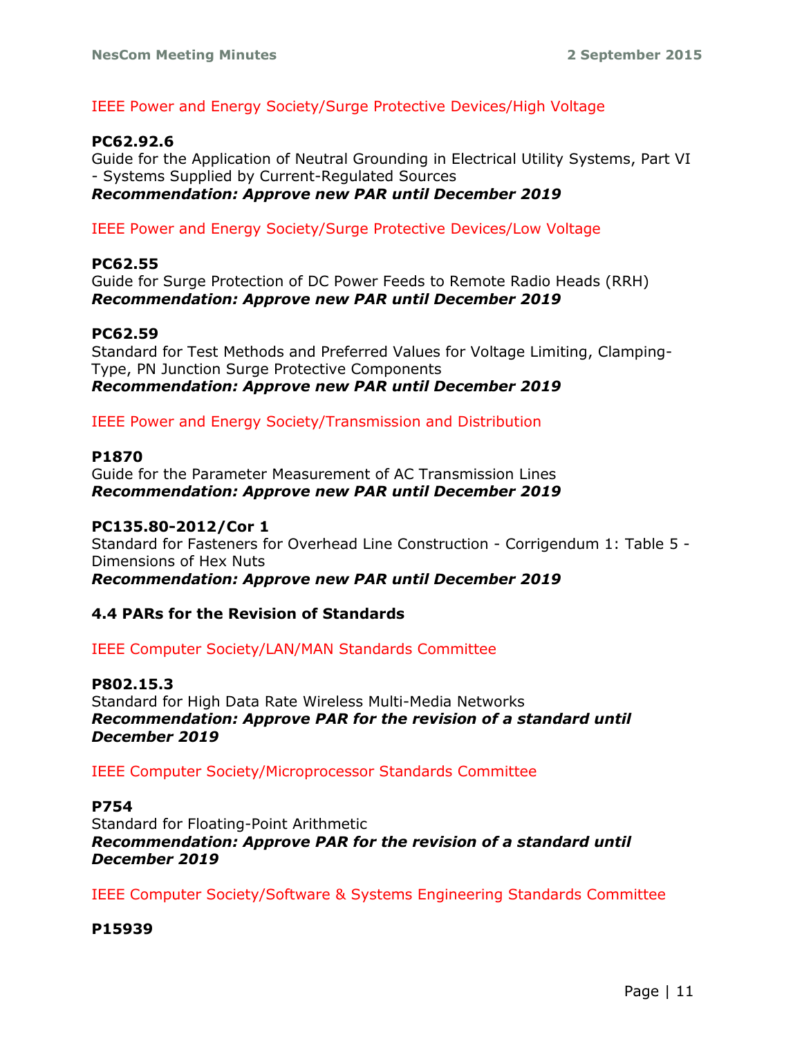IEEE Power and Energy Society/Surge Protective Devices/High Voltage

**PC62.92.6**
Guide for the Application of Neutral Grounding in Electrical Utility Systems, Part VI - Systems Supplied by Current-Regulated Sources
***Recommendation: Approve new PAR until December 2019***

IEEE Power and Energy Society/Surge Protective Devices/Low Voltage

**PC62.55**
Guide for Surge Protection of DC Power Feeds to Remote Radio Heads (RRH)
***Recommendation: Approve new PAR until December 2019***

**PC62.59**
Standard for Test Methods and Preferred Values for Voltage Limiting, Clamping-Type, PN Junction Surge Protective Components
***Recommendation: Approve new PAR until December 2019***

IEEE Power and Energy Society/Transmission and Distribution

**P1870**
Guide for the Parameter Measurement of AC Transmission Lines
***Recommendation: Approve new PAR until December 2019***

**PC135.80-2012/Cor 1**
Standard for Fasteners for Overhead Line Construction - Corrigendum 1: Table 5 - Dimensions of Hex Nuts
***Recommendation: Approve new PAR until December 2019***

### 4.4 PARs for the Revision of Standards

IEEE Computer Society/LAN/MAN Standards Committee

**P802.15.3**
Standard for High Data Rate Wireless Multi-Media Networks
***Recommendation: Approve PAR for the revision of a standard until December 2019***

IEEE Computer Society/Microprocessor Standards Committee

**P754**
Standard for Floating-Point Arithmetic
***Recommendation: Approve PAR for the revision of a standard until December 2019***

IEEE Computer Society/Software & Systems Engineering Standards Committee

**P15939**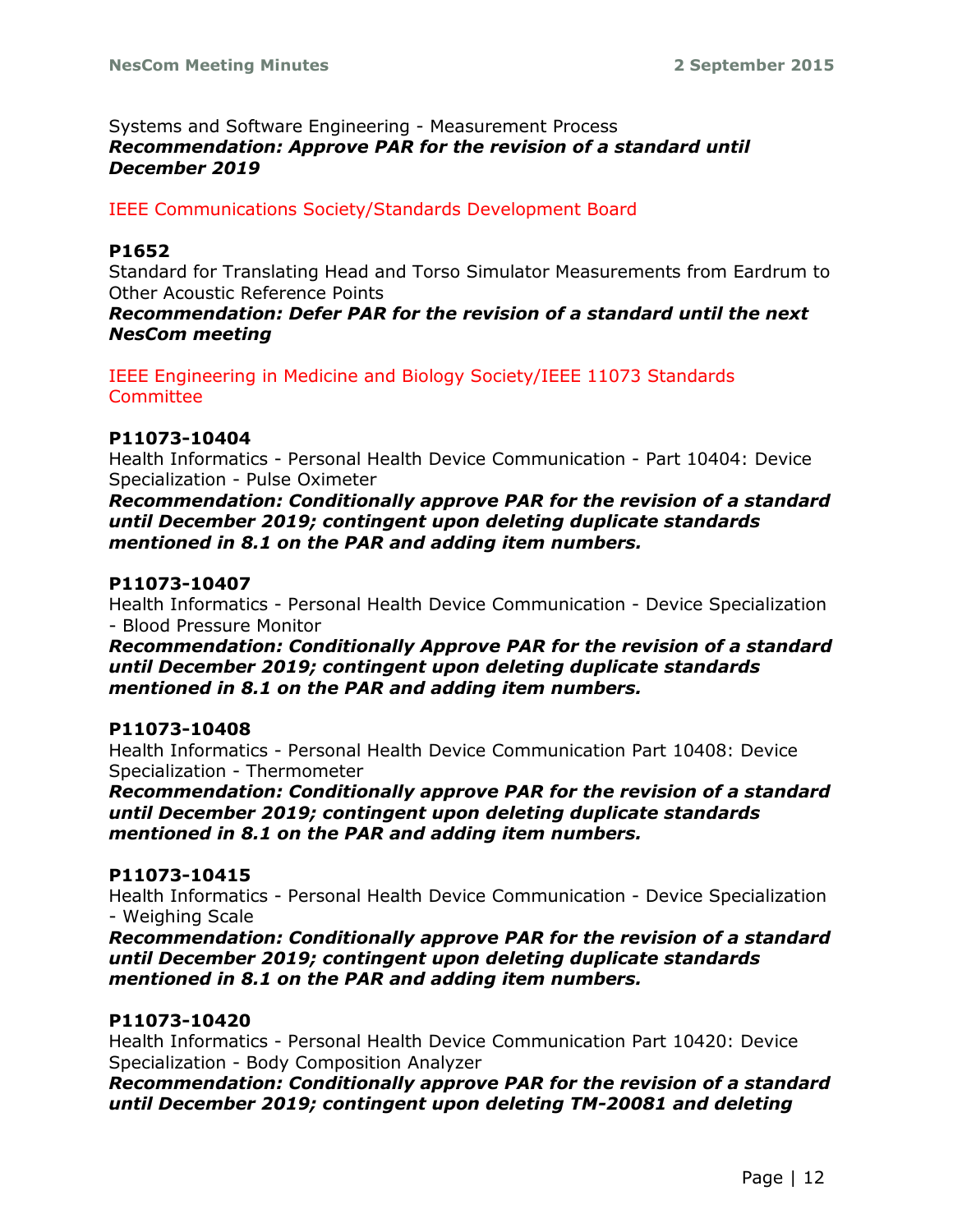Systems and Software Engineering - Measurement Process
***Recommendation: Approve PAR for the revision of a standard until December 2019***

IEEE Communications Society/Standards Development Board

**P1652**
Standard for Translating Head and Torso Simulator Measurements from Eardrum to Other Acoustic Reference Points
***Recommendation: Defer PAR for the revision of a standard until the next NesCom meeting***

IEEE Engineering in Medicine and Biology Society/IEEE 11073 Standards Committee

**P11073-10404**
Health Informatics - Personal Health Device Communication - Part 10404: Device Specialization - Pulse Oximeter
***Recommendation: Conditionally approve PAR for the revision of a standard until December 2019; contingent upon deleting duplicate standards mentioned in 8.1 on the PAR and adding item numbers.***

**P11073-10407**
Health Informatics - Personal Health Device Communication - Device Specialization - Blood Pressure Monitor
***Recommendation: Conditionally Approve PAR for the revision of a standard until December 2019; contingent upon deleting duplicate standards mentioned in 8.1 on the PAR and adding item numbers.***

**P11073-10408**
Health Informatics - Personal Health Device Communication Part 10408: Device Specialization - Thermometer
***Recommendation: Conditionally approve PAR for the revision of a standard until December 2019; contingent upon deleting duplicate standards mentioned in 8.1 on the PAR and adding item numbers.***

**P11073-10415**
Health Informatics - Personal Health Device Communication - Device Specialization - Weighing Scale
***Recommendation: Conditionally approve PAR for the revision of a standard until December 2019; contingent upon deleting duplicate standards mentioned in 8.1 on the PAR and adding item numbers.***

**P11073-10420**
Health Informatics - Personal Health Device Communication Part 10420: Device Specialization - Body Composition Analyzer
***Recommendation: Conditionally approve PAR for the revision of a standard until December 2019; contingent upon deleting TM-20081 and deleting***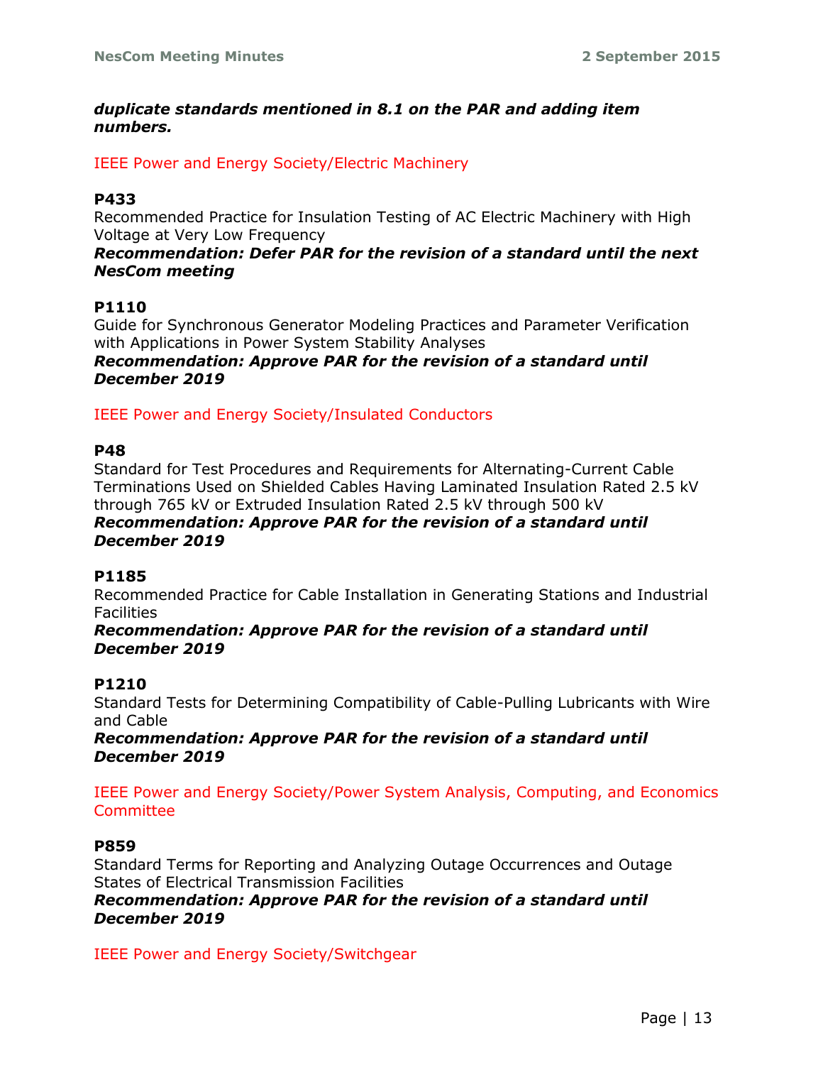***duplicate standards mentioned in 8.1 on the PAR and adding item numbers.***

IEEE Power and Energy Society/Electric Machinery

**P433**
Recommended Practice for Insulation Testing of AC Electric Machinery with High Voltage at Very Low Frequency
***Recommendation: Defer PAR for the revision of a standard until the next NesCom meeting***

**P1110**
Guide for Synchronous Generator Modeling Practices and Parameter Verification with Applications in Power System Stability Analyses
***Recommendation: Approve PAR for the revision of a standard until December 2019***

IEEE Power and Energy Society/Insulated Conductors

**P48**
Standard for Test Procedures and Requirements for Alternating-Current Cable Terminations Used on Shielded Cables Having Laminated Insulation Rated 2.5 kV through 765 kV or Extruded Insulation Rated 2.5 kV through 500 kV
***Recommendation: Approve PAR for the revision of a standard until December 2019***

**P1185**
Recommended Practice for Cable Installation in Generating Stations and Industrial Facilities
***Recommendation: Approve PAR for the revision of a standard until December 2019***

**P1210**
Standard Tests for Determining Compatibility of Cable-Pulling Lubricants with Wire and Cable
***Recommendation: Approve PAR for the revision of a standard until December 2019***

IEEE Power and Energy Society/Power System Analysis, Computing, and Economics Committee

**P859**
Standard Terms for Reporting and Analyzing Outage Occurrences and Outage States of Electrical Transmission Facilities
***Recommendation: Approve PAR for the revision of a standard until December 2019***

IEEE Power and Energy Society/Switchgear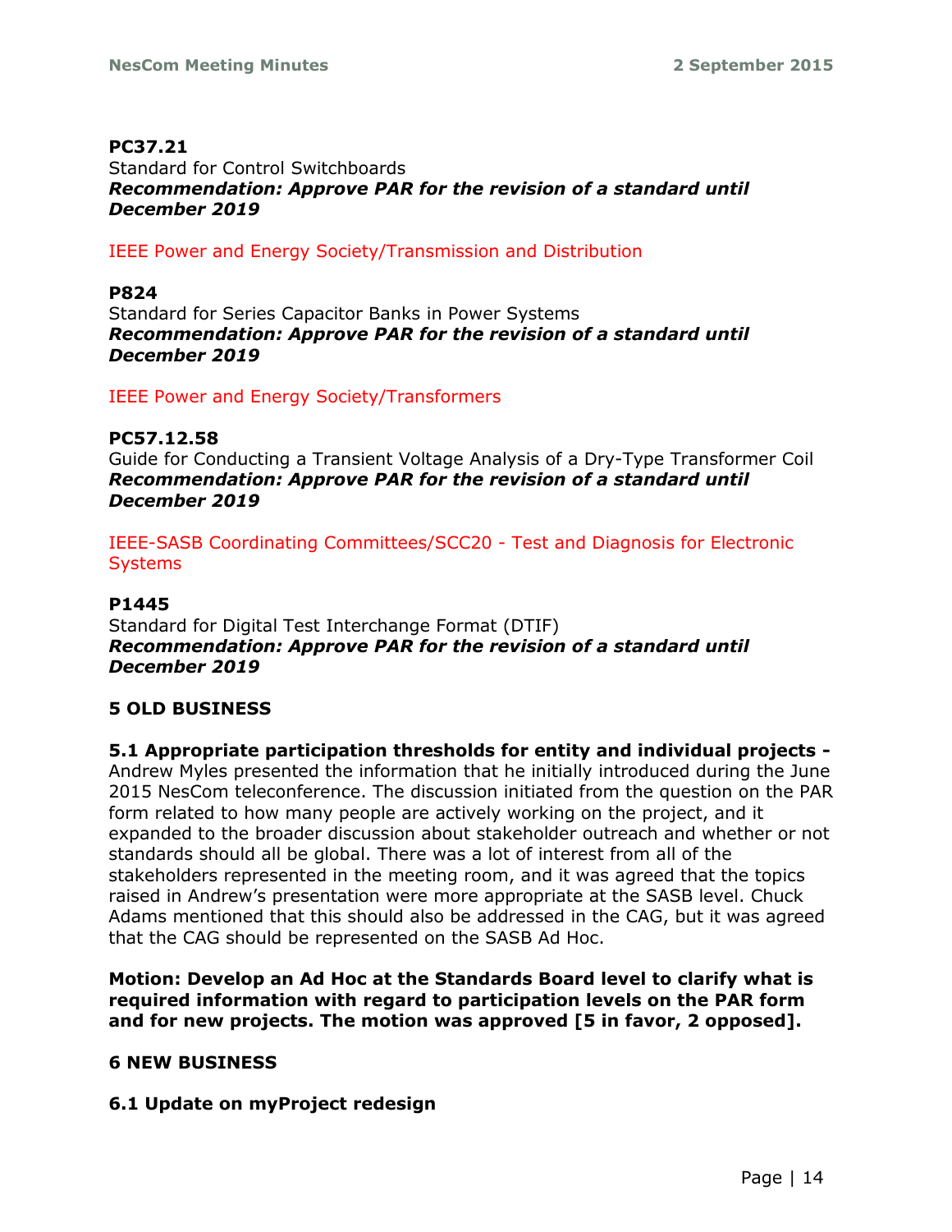**PC37.21**
Standard for Control Switchboards
***Recommendation: Approve PAR for the revision of a standard until December 2019***

IEEE Power and Energy Society/Transmission and Distribution

**P824**
Standard for Series Capacitor Banks in Power Systems
***Recommendation: Approve PAR for the revision of a standard until December 2019***

IEEE Power and Energy Society/Transformers

**PC57.12.58**
Guide for Conducting a Transient Voltage Analysis of a Dry-Type Transformer Coil
***Recommendation: Approve PAR for the revision of a standard until December 2019***

IEEE-SASB Coordinating Committees/SCC20 - Test and Diagnosis for Electronic Systems

**P1445**
Standard for Digital Test Interchange Format (DTIF)
***Recommendation: Approve PAR for the revision of a standard until December 2019***

## 5 OLD BUSINESS

**5.1 Appropriate participation thresholds for entity and individual projects -** Andrew Myles presented the information that he initially introduced during the June 2015 NesCom teleconference. The discussion initiated from the question on the PAR form related to how many people are actively working on the project, and it expanded to the broader discussion about stakeholder outreach and whether or not standards should all be global. There was a lot of interest from all of the stakeholders represented in the meeting room, and it was agreed that the topics raised in Andrew's presentation were more appropriate at the SASB level. Chuck Adams mentioned that this should also be addressed in the CAG, but it was agreed that the CAG should be represented on the SASB Ad Hoc.

**Motion: Develop an Ad Hoc at the Standards Board level to clarify what is required information with regard to participation levels on the PAR form and for new projects. The motion was approved [5 in favor, 2 opposed].**

## 6 NEW BUSINESS

**6.1 Update on myProject redesign**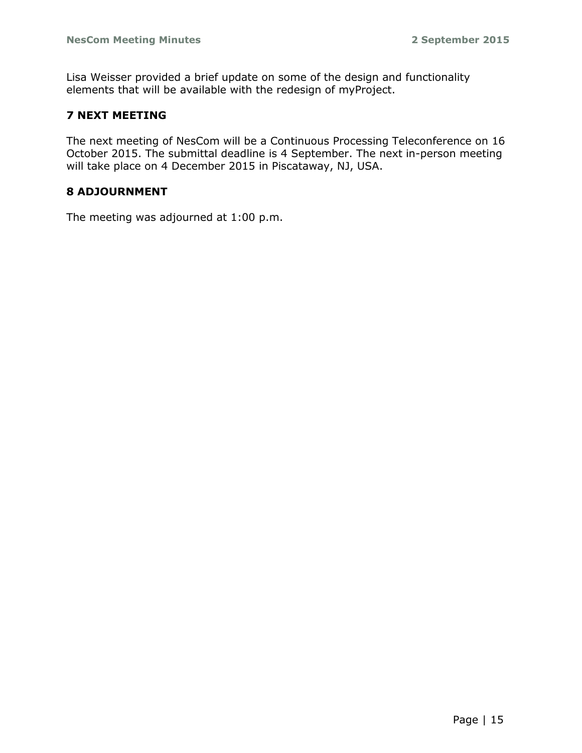Lisa Weisser provided a brief update on some of the design and functionality elements that will be available with the redesign of myProject.

## 7 NEXT MEETING

The next meeting of NesCom will be a Continuous Processing Teleconference on 16 October 2015. The submittal deadline is 4 September. The next in-person meeting will take place on 4 December 2015 in Piscataway, NJ, USA.

## 8 ADJOURNMENT

The meeting was adjourned at 1:00 p.m.